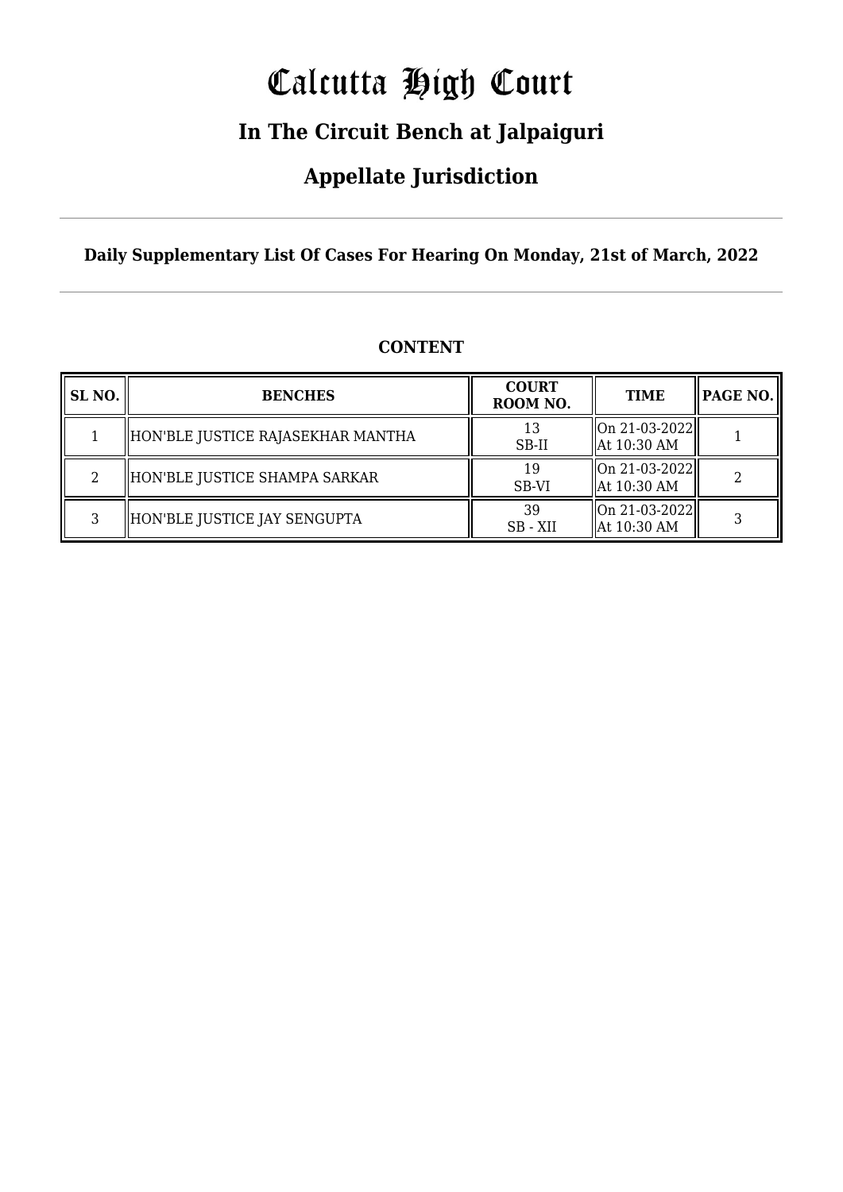# Calcutta High Court

## In The Circuit Bench at Jalpaiguri

## Appellate Jurisdiction

**Daily Supplementary List Of Cases For Hearing On Monday, 21st of March, 2022**

**CONTENT**

| SL NO. | BENCHES | COURT ROOM NO. | TIME | PAGE NO. |
|---|---|---|---|---|
| 1 | HON'BLE JUSTICE RAJASEKHAR MANTHA | 13 SB-II | On 21-03-2022 At 10:30 AM | 1 |
| 2 | HON'BLE JUSTICE SHAMPA SARKAR | 19 SB-VI | On 21-03-2022 At 10:30 AM | 2 |
| 3 | HON'BLE JUSTICE JAY SENGUPTA | 39 SB - XII | On 21-03-2022 At 10:30 AM | 3 |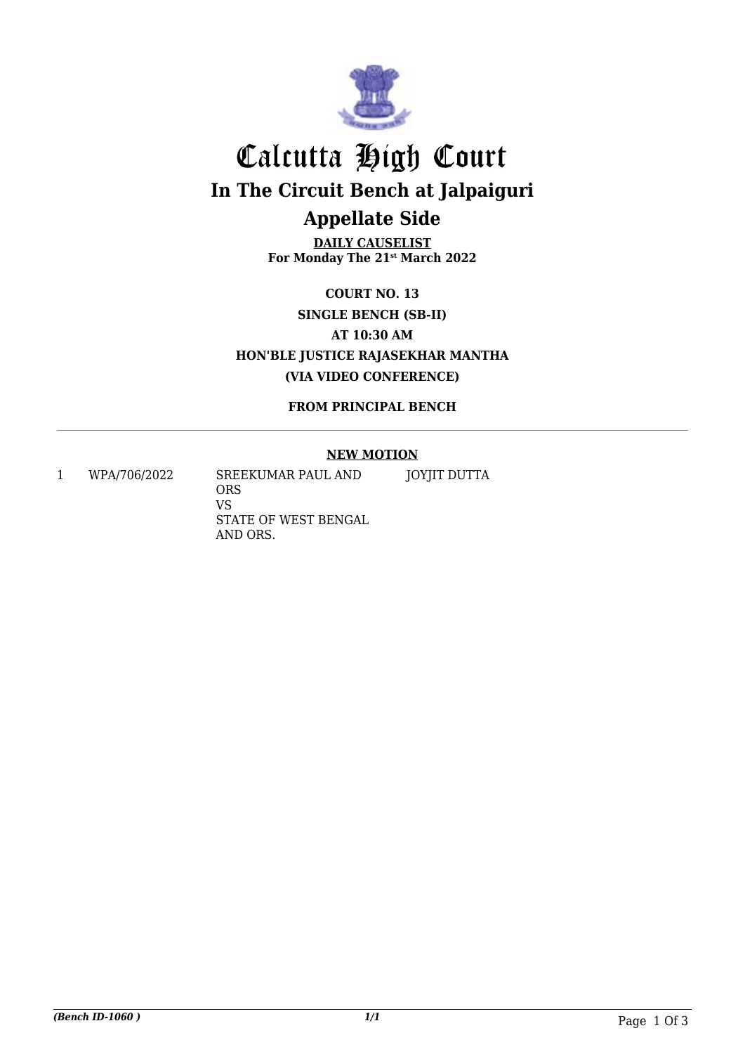# Calcutta High Court

## In The Circuit Bench at Jalpaiguri

## Appellate Side

**DAILY CAUSELIST**
**For Monday The 21st March 2022**

**COURT NO. 13**

**SINGLE BENCH (SB-II)**

**AT 10:30 AM**

**HON'BLE JUSTICE RAJASEKHAR MANTHA**

**(VIA VIDEO CONFERENCE)**

**FROM PRINCIPAL BENCH**

**NEW MOTION**

| | | | |
|---|---|---|---|
| 1 | WPA/706/2022 | SREEKUMAR PAUL AND ORS<br>VS<br>STATE OF WEST BENGAL AND ORS. | JOYJIT DUTTA |

*(Bench ID-1060 )* *1/1*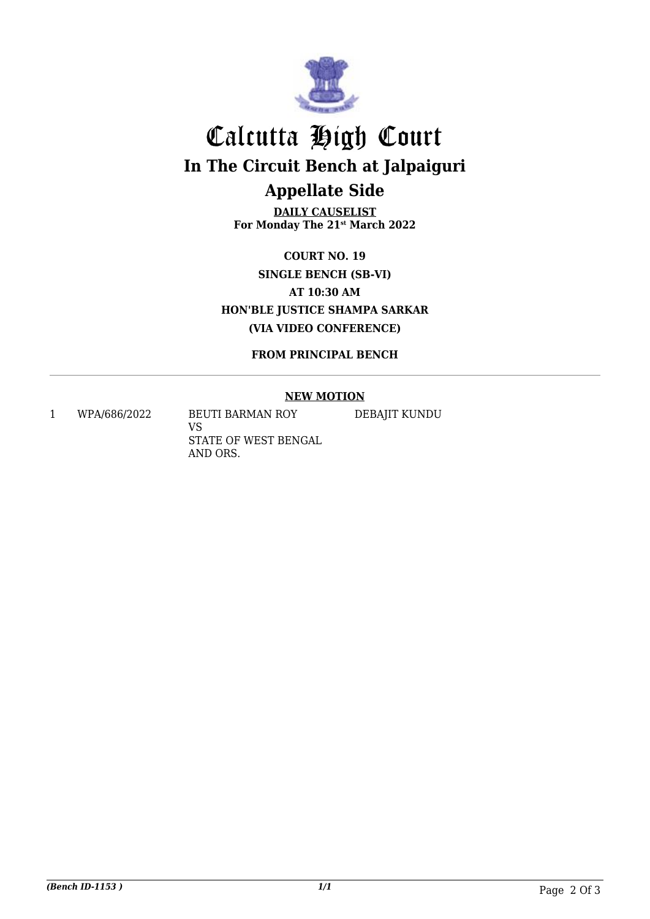# Calcutta High Court

## In The Circuit Bench at Jalpaiguri

## Appellate Side

**DAILY CAUSELIST**
**For Monday The 21st March 2022**

**COURT NO. 19**

**SINGLE BENCH (SB-VI)**

**AT 10:30 AM**

**HON'BLE JUSTICE SHAMPA SARKAR**

**(VIA VIDEO CONFERENCE)**

**FROM PRINCIPAL BENCH**

**NEW MOTION**

| | | | |
|---|---|---|---|
| 1 | WPA/686/2022 | BEUTI BARMAN ROY<br>VS<br>STATE OF WEST BENGAL AND ORS. | DEBAJIT KUNDU |

*(Bench ID-1153 )* *1/1*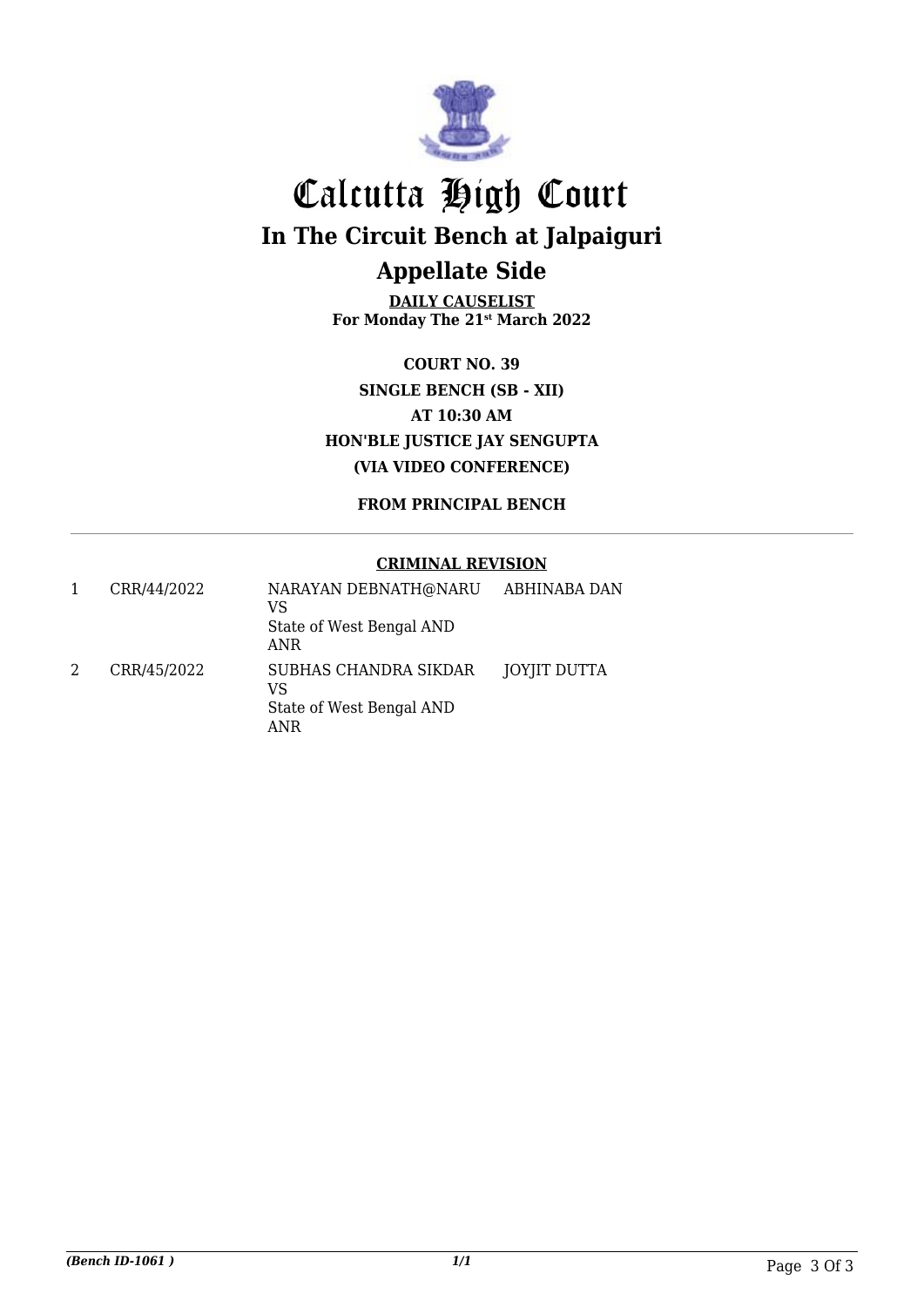# Calcutta High Court

## In The Circuit Bench at Jalpaiguri

## Appellate Side

**DAILY CAUSELIST**
**For Monday The 21st March 2022**

**COURT NO. 39**
**SINGLE BENCH (SB - XII)**
**AT 10:30 AM**
**HON'BLE JUSTICE JAY SENGUPTA**
**(VIA VIDEO CONFERENCE)**

**FROM PRINCIPAL BENCH**

**CRIMINAL REVISION**

| | | | |
|---|---|---|---|
| 1 | CRR/44/2022 | NARAYAN DEBNATH@NARU VS State of West Bengal AND ANR | ABHINABA DAN |
| 2 | CRR/45/2022 | SUBHAS CHANDRA SIKDAR VS State of West Bengal AND ANR | JOYJIT DUTTA |

*(Bench ID-1061 )*